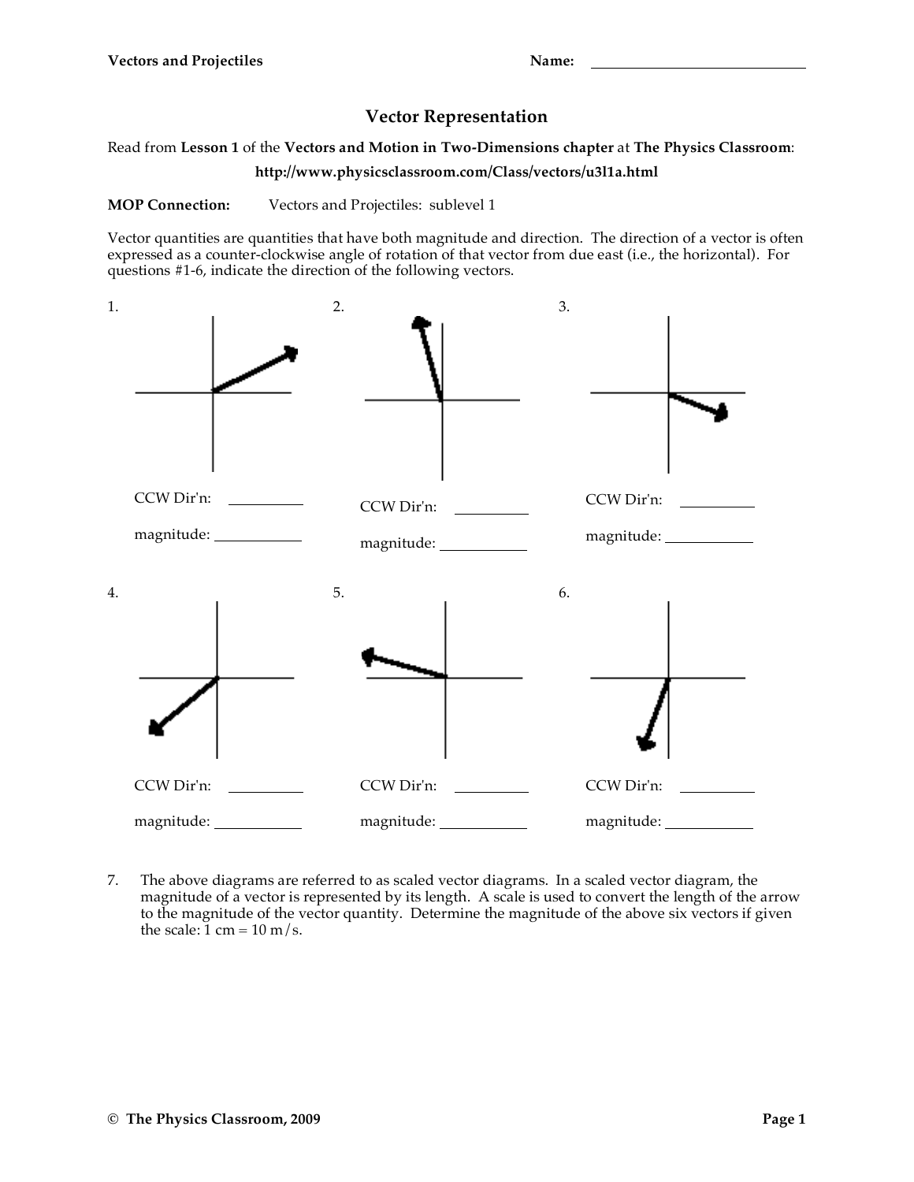Name: ______________________

# Vector Representation

Read from **Lesson 1** of the **Vectors and Motion in Two-Dimensions chapter** at **The Physics Classroom**:

**http://www.physicsclassroom.com/Class/vectors/u3l1a.html**

**MOP Connection:** Vectors and Projectiles: sublevel 1

Vector quantities are quantities that have both magnitude and direction. The direction of a vector is often expressed as a counter-clockwise angle of rotation of that vector from due east (i.e., the horizontal). For questions #1-6, indicate the direction of the following vectors.

1.

CCW Dir'n: __________

magnitude: __________

2.

CCW Dir'n: __________

magnitude: __________

3.

CCW Dir'n: __________

magnitude: __________

4.

CCW Dir'n: __________

magnitude: __________

5.

CCW Dir'n: __________

magnitude: __________

6.

CCW Dir'n: __________

magnitude: __________

7. The above diagrams are referred to as scaled vector diagrams. In a scaled vector diagram, the magnitude of a vector is represented by its length. A scale is used to convert the length of the arrow to the magnitude of the vector quantity. Determine the magnitude of the above six vectors if given the scale: 1 cm = 10 m/s.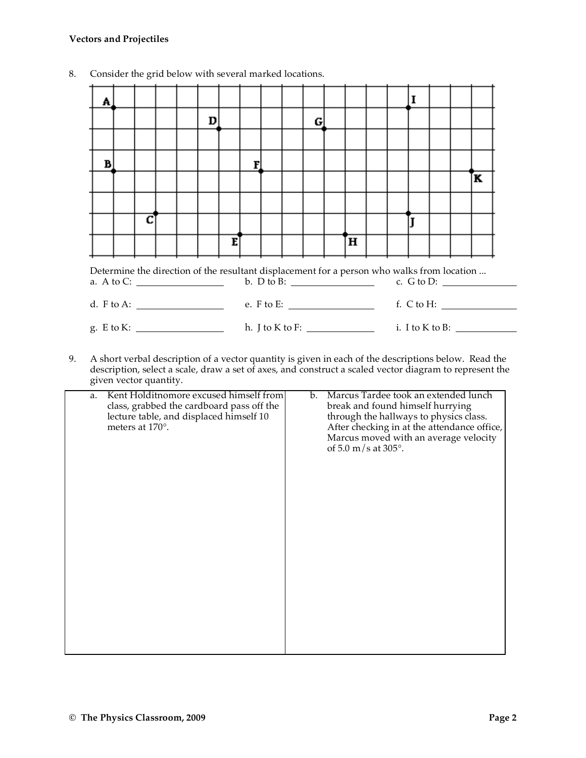8. Consider the grid below with several marked locations.

A
I
D
G
B
F
K
C
J
E
H

Determine the direction of the resultant displacement for a person who walks from location ...

a. A to C: ______________ b. D to B: ______________ c. G to D: ______________

d. F to A: ______________ e. F to E: ______________ f. C to H: ______________

g. E to K: ______________ h. J to K to F: ______________ i. I to K to B: ______________

9. A short verbal description of a vector quantity is given in each of the descriptions below. Read the description, select a scale, draw a set of axes, and construct a scaled vector diagram to represent the given vector quantity.

| | |
|---|---|
| a. Kent Holditnomore excused himself from class, grabbed the cardboard pass off the lecture table, and displaced himself 10 meters at 170°. | b. Marcus Tardee took an extended lunch break and found himself hurrying through the hallways to physics class. After checking in at the attendance office, Marcus moved with an average velocity of 5.0 m/s at 305°. |